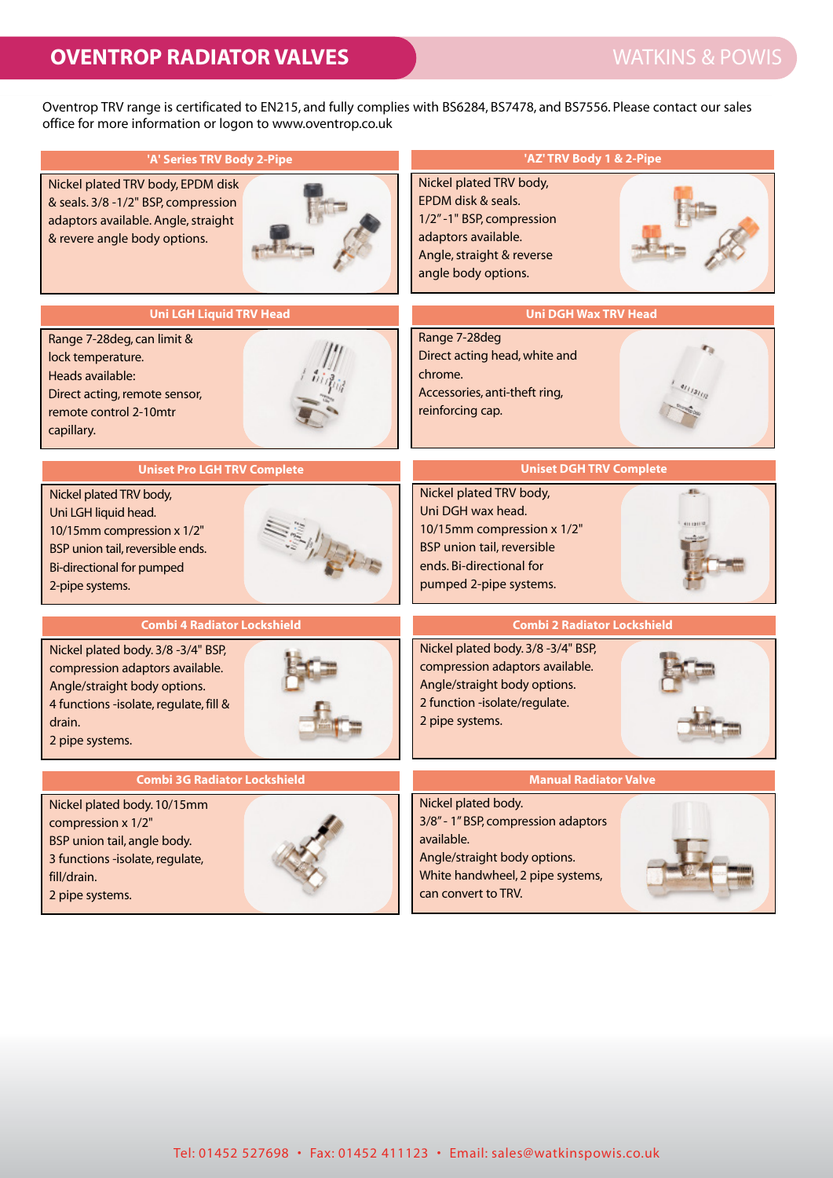# OVENTROP RADIATOR VALVES

WATKINS & POWIS

Oventrop TRV range is certificated to EN215, and fully complies with BS6284, BS7478, and BS7556. Please contact our sales office for more information or logon to www.oventrop.co.uk

### 'A' Series TRV Body 2-Pipe

Nickel plated TRV body, EPDM disk & seals. 3/8 -1/2" BSP, compression adaptors available. Angle, straight & revere angle body options.

### 'AZ' TRV Body 1 & 2-Pipe

Nickel plated TRV body, EPDM disk & seals.
1/2" -1" BSP, compression adaptors available.
Angle, straight & reverse angle body options.

### Uni LGH Liquid TRV Head

Range 7-28deg, can limit & lock temperature.
Heads available:
Direct acting, remote sensor, remote control 2-10mtr capillary.

### Uni DGH Wax TRV Head

Range 7-28deg
Direct acting head, white and chrome.
Accessories, anti-theft ring, reinforcing cap.

### Uniset Pro LGH TRV Complete

Nickel plated TRV body,
Uni LGH liquid head.
10/15mm compression x 1/2" BSP union tail, reversible ends.
Bi-directional for pumped 2-pipe systems.

### Uniset DGH TRV Complete

Nickel plated TRV body,
Uni DGH wax head.
10/15mm compression x 1/2" BSP union tail, reversible ends. Bi-directional for pumped 2-pipe systems.

### Combi 4 Radiator Lockshield

Nickel plated body. 3/8 -3/4" BSP, compression adaptors available.
Angle/straight body options.
4 functions -isolate, regulate, fill & drain.
2 pipe systems.

### Combi 2 Radiator Lockshield

Nickel plated body. 3/8 -3/4" BSP, compression adaptors available.
Angle/straight body options.
2 function -isolate/regulate.
2 pipe systems.

### Combi 3G Radiator Lockshield

Nickel plated body. 10/15mm compression x 1/2" BSP union tail, angle body.
3 functions -isolate, regulate, fill/drain.
2 pipe systems.

### Manual Radiator Valve

Nickel plated body.
3/8" - 1" BSP, compression adaptors available.
Angle/straight body options.
White handwheel, 2 pipe systems, can convert to TRV.

Tel: 01452 527698 • Fax: 01452 411123 • Email: sales@watkinspowis.co.uk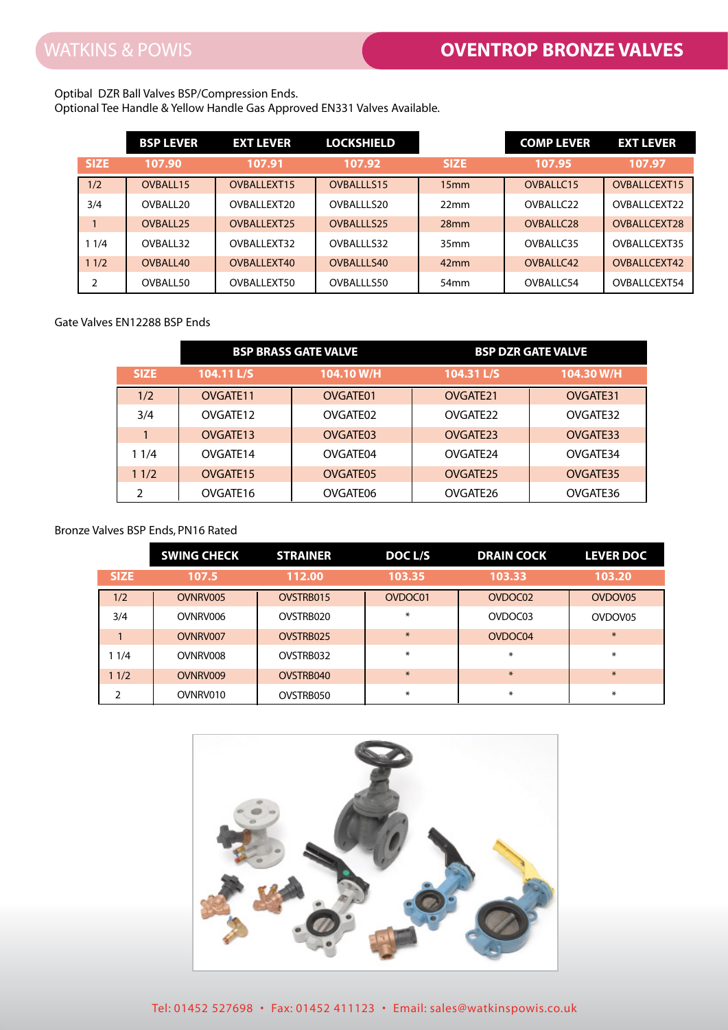# OVENTROP BRONZE VALVES

Optibal DZR Ball Valves BSP/Compression Ends.
Optional Tee Handle & Yellow Handle Gas Approved EN331 Valves Available.

| | BSP LEVER | EXT LEVER | LOCKSHIELD | | COMP LEVER | EXT LEVER |
|---|---|---|---|---|---|---|
| SIZE | 107.90 | 107.91 | 107.92 | SIZE | 107.95 | 107.97 |
| 1/2 | OVBALL15 | OVBALLEXT15 | OVBALLLS15 | 15mm | OVBALLC15 | OVBALLCEXT15 |
| 3/4 | OVBALL20 | OVBALLEXT20 | OVBALLLS20 | 22mm | OVBALLC22 | OVBALLCEXT22 |
| 1 | OVBALL25 | OVBALLEXT25 | OVBALLLS25 | 28mm | OVBALLC28 | OVBALLCEXT28 |
| 1 1/4 | OVBALL32 | OVBALLEXT32 | OVBALLLS32 | 35mm | OVBALLC35 | OVBALLCEXT35 |
| 1 1/2 | OVBALL40 | OVBALLEXT40 | OVBALLLS40 | 42mm | OVBALLC42 | OVBALLCEXT42 |
| 2 | OVBALL50 | OVBALLEXT50 | OVBALLLS50 | 54mm | OVBALLC54 | OVBALLCEXT54 |

Gate Valves EN12288 BSP Ends

| | BSP BRASS GATE VALVE | | BSP DZR GATE VALVE | |
|---|---|---|---|---|
| SIZE | 104.11 L/S | 104.10 W/H | 104.31 L/S | 104.30 W/H |
| 1/2 | OVGATE11 | OVGATE01 | OVGATE21 | OVGATE31 |
| 3/4 | OVGATE12 | OVGATE02 | OVGATE22 | OVGATE32 |
| 1 | OVGATE13 | OVGATE03 | OVGATE23 | OVGATE33 |
| 1 1/4 | OVGATE14 | OVGATE04 | OVGATE24 | OVGATE34 |
| 1 1/2 | OVGATE15 | OVGATE05 | OVGATE25 | OVGATE35 |
| 2 | OVGATE16 | OVGATE06 | OVGATE26 | OVGATE36 |

Bronze Valves BSP Ends, PN16 Rated

| | SWING CHECK | STRAINER | DOC L/S | DRAIN COCK | LEVER DOC |
|---|---|---|---|---|---|
| SIZE | 107.5 | 112.00 | 103.35 | 103.33 | 103.20 |
| 1/2 | OVNRV005 | OVSTRB015 | OVDOC01 | OVDOC02 | OVDOV05 |
| 3/4 | OVNRV006 | OVSTRB020 | * | OVDOC03 | OVDOV05 |
| 1 | OVNRV007 | OVSTRB025 | * | OVDOC04 | * |
| 1 1/4 | OVNRV008 | OVSTRB032 | * | * | * |
| 1 1/2 | OVNRV009 | OVSTRB040 | * | * | * |
| 2 | OVNRV010 | OVSTRB050 | * | * | * |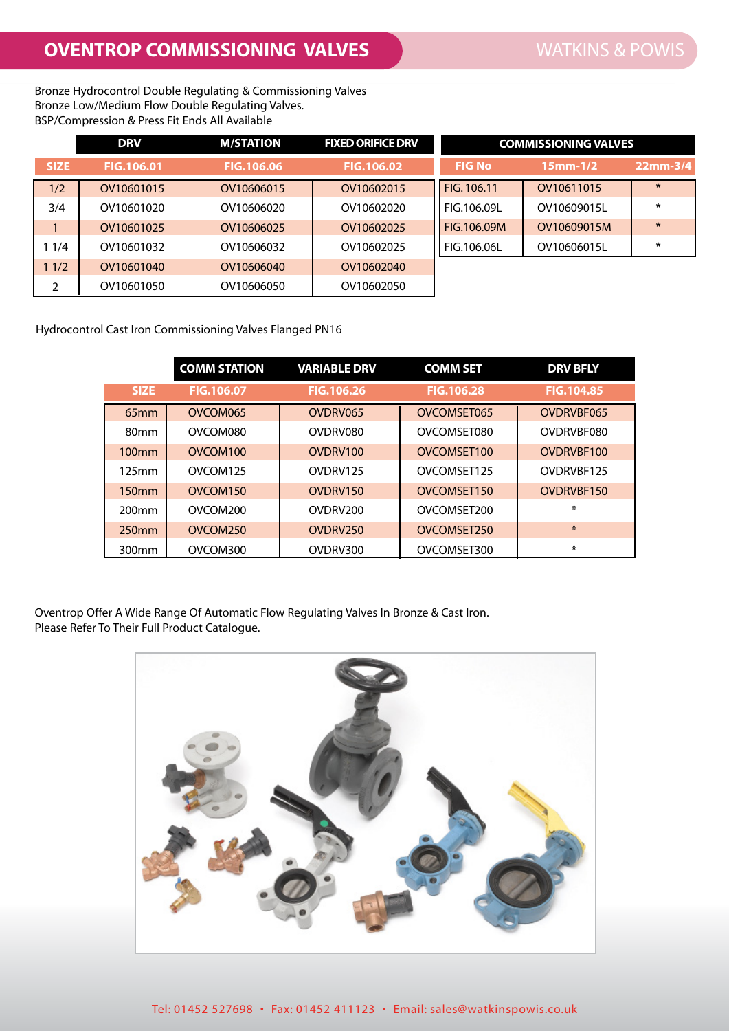## OVENTROP COMMISSIONING VALVES

WATKINS & POWIS

Bronze Hydrocontrol Double Regulating & Commissioning Valves
Bronze Low/Medium Flow Double Regulating Valves.
BSP/Compression & Press Fit Ends All Available

| | DRV | M/STATION | FIXED ORIFICE DRV |
|---|---|---|---|
| SIZE | FIG.106.01 | FIG.106.06 | FIG.106.02 |
| 1/2 | OV10601015 | OV10606015 | OV10602015 |
| 3/4 | OV10601020 | OV10606020 | OV10602020 |
| 1 | OV10601025 | OV10606025 | OV10602025 |
| 1 1/4 | OV10601032 | OV10606032 | OV10602025 |
| 1 1/2 | OV10601040 | OV10606040 | OV10602040 |
| 2 | OV10601050 | OV10606050 | OV10602050 |

| COMMISSIONING VALVES | | |
|---|---|---|
| FIG No | 15mm-1/2 | 22mm-3/4 |
| FIG. 106.11 | OV10611015 | * |
| FIG.106.09L | OV10609015L | * |
| FIG.106.09M | OV10609015M | * |
| FIG.106.06L | OV10606015L | * |

Hydrocontrol Cast Iron Commissioning Valves Flanged PN16

| | COMM STATION | VARIABLE DRV | COMM SET | DRV BFLY |
|---|---|---|---|---|
| SIZE | FIG.106.07 | FIG.106.26 | FIG.106.28 | FIG.104.85 |
| 65mm | OVCOM065 | OVDRV065 | OVCOMSET065 | OVDRVBF065 |
| 80mm | OVCOM080 | OVDRV080 | OVCOMSET080 | OVDRVBF080 |
| 100mm | OVCOM100 | OVDRV100 | OVCOMSET100 | OVDRVBF100 |
| 125mm | OVCOM125 | OVDRV125 | OVCOMSET125 | OVDRVBF125 |
| 150mm | OVCOM150 | OVDRV150 | OVCOMSET150 | OVDRVBF150 |
| 200mm | OVCOM200 | OVDRV200 | OVCOMSET200 | * |
| 250mm | OVCOM250 | OVDRV250 | OVCOMSET250 | * |
| 300mm | OVCOM300 | OVDRV300 | OVCOMSET300 | * |

Oventrop Offer A Wide Range Of Automatic Flow Regulating Valves In Bronze & Cast Iron.
Please Refer To Their Full Product Catalogue.

Tel: 01452 527698 • Fax: 01452 411123 • Email: sales@watkinspowis.co.uk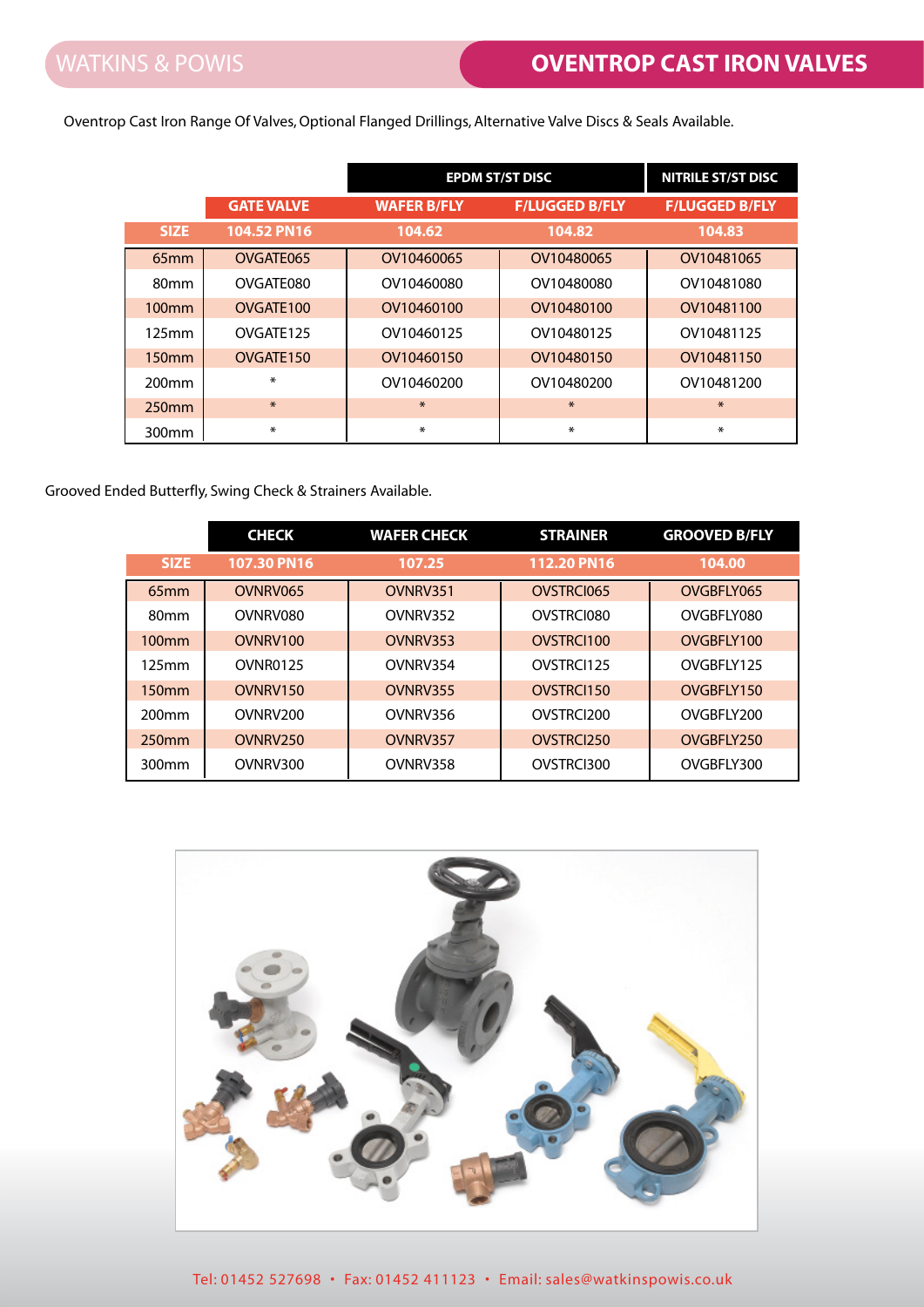# OVENTROP CAST IRON VALVES

Oventrop Cast Iron Range Of Valves, Optional Flanged Drillings, Alternative Valve Discs & Seals Available.

| | | EPDM ST/ST DISC | | NITRILE ST/ST DISC |
|---|---|---|---|---|
| | GATE VALVE | WAFER B/FLY | F/LUGGED B/FLY | F/LUGGED B/FLY |
| SIZE | 104.52 PN16 | 104.62 | 104.82 | 104.83 |
| 65mm | OVGATE065 | OV10460065 | OV10480065 | OV10481065 |
| 80mm | OVGATE080 | OV10460080 | OV10480080 | OV10481080 |
| 100mm | OVGATE100 | OV10460100 | OV10480100 | OV10481100 |
| 125mm | OVGATE125 | OV10460125 | OV10480125 | OV10481125 |
| 150mm | OVGATE150 | OV10460150 | OV10480150 | OV10481150 |
| 200mm | * | OV10460200 | OV10480200 | OV10481200 |
| 250mm | * | * | * | * |
| 300mm | * | * | * | * |

Grooved Ended Butterfly, Swing Check & Strainers Available.

| | CHECK | WAFER CHECK | STRAINER | GROOVED B/FLY |
|---|---|---|---|---|
| SIZE | 107.30 PN16 | 107.25 | 112.20 PN16 | 104.00 |
| 65mm | OVNRV065 | OVNRV351 | OVSTRCI065 | OVGBFLY065 |
| 80mm | OVNRV080 | OVNRV352 | OVSTRCI080 | OVGBFLY080 |
| 100mm | OVNRV100 | OVNRV353 | OVSTRCI100 | OVGBFLY100 |
| 125mm | OVNR0125 | OVNRV354 | OVSTRCI125 | OVGBFLY125 |
| 150mm | OVNRV150 | OVNRV355 | OVSTRCI150 | OVGBFLY150 |
| 200mm | OVNRV200 | OVNRV356 | OVSTRCI200 | OVGBFLY200 |
| 250mm | OVNRV250 | OVNRV357 | OVSTRCI250 | OVGBFLY250 |
| 300mm | OVNRV300 | OVNRV358 | OVSTRCI300 | OVGBFLY300 |

Tel: 01452 527698 • Fax: 01452 411123 • Email: sales@watkinspowis.co.uk